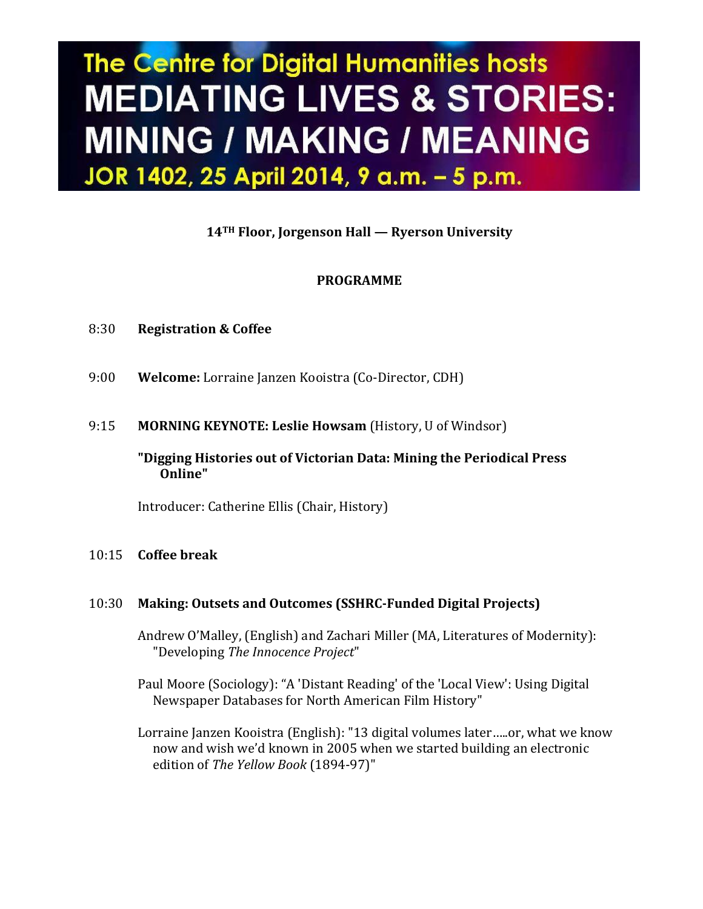# The Centre for Digital Humanities hosts MEDIATING LIVES & STORIES: MINING / MAKING / MEANING

## JOR 1402, 25 April 2014, 9 a.m. – 5 p.m.

**14TH Floor, Jorgenson Hall — Ryerson University**

**PROGRAMME**

8:30 **Registration & Coffee**

9:00 **Welcome:** Lorraine Janzen Kooistra (Co-Director, CDH)

9:15 **MORNING KEYNOTE: Leslie Howsam** (History, U of Windsor)

**"Digging Histories out of Victorian Data: Mining the Periodical Press Online"**

Introducer: Catherine Ellis (Chair, History)

10:15 **Coffee break**

10:30 **Making: Outsets and Outcomes (SSHRC-Funded Digital Projects)**

Andrew O'Malley, (English) and Zachari Miller (MA, Literatures of Modernity): "Developing *The Innocence Project*"

Paul Moore (Sociology): "A 'Distant Reading' of the 'Local View': Using Digital Newspaper Databases for North American Film History"

Lorraine Janzen Kooistra (English): "13 digital volumes later…..or, what we know now and wish we'd known in 2005 when we started building an electronic edition of *The Yellow Book* (1894-97)"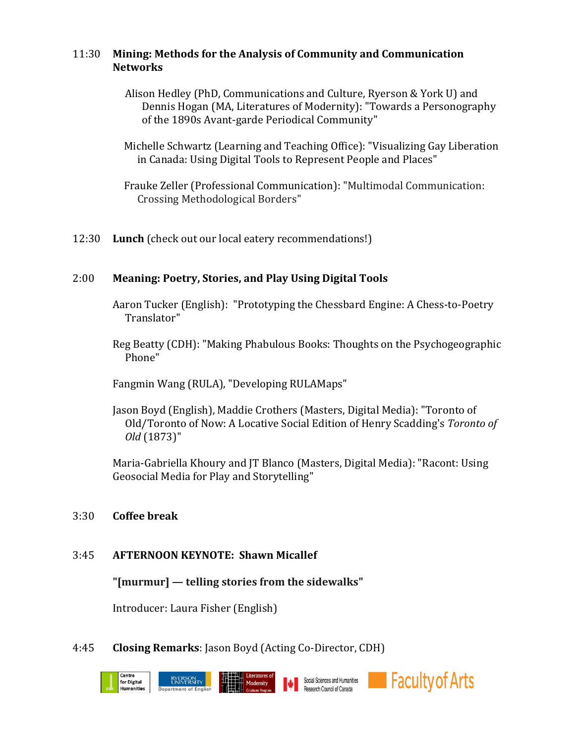11:30 **Mining: Methods for the Analysis of Community and Communication Networks**

Alison Hedley (PhD, Communications and Culture, Ryerson & York U) and Dennis Hogan (MA, Literatures of Modernity): "Towards a Personography of the 1890s Avant-garde Periodical Community"

Michelle Schwartz (Learning and Teaching Office): "Visualizing Gay Liberation in Canada: Using Digital Tools to Represent People and Places"

Frauke Zeller (Professional Communication): "Multimodal Communication: Crossing Methodological Borders"

12:30 **Lunch** (check out our local eatery recommendations!)

2:00 **Meaning: Poetry, Stories, and Play Using Digital Tools**

Aaron Tucker (English): "Prototyping the Chessbard Engine: A Chess-to-Poetry Translator"

Reg Beatty (CDH): "Making Phabulous Books: Thoughts on the Psychogeographic Phone"

Fangmin Wang (RULA), "Developing RULAMaps"

Jason Boyd (English), Maddie Crothers (Masters, Digital Media): "Toronto of Old/Toronto of Now: A Locative Social Edition of Henry Scadding's *Toronto of Old* (1873)"

Maria-Gabriella Khoury and JT Blanco (Masters, Digital Media): "Racont: Using Geosocial Media for Play and Storytelling"

3:30 **Coffee break**

3:45 **AFTERNOON KEYNOTE: Shawn Micallef**

**"[murmur] — telling stories from the sidewalks"**

Introducer: Laura Fisher (English)

4:45 **Closing Remarks**: Jason Boyd (Acting Co-Director, CDH)

Centre for Digital Humanities | Ryerson University Department of English | Literatures of Modernity Graduate Program | Social Sciences and Humanities Research Council of Canada | Faculty of Arts